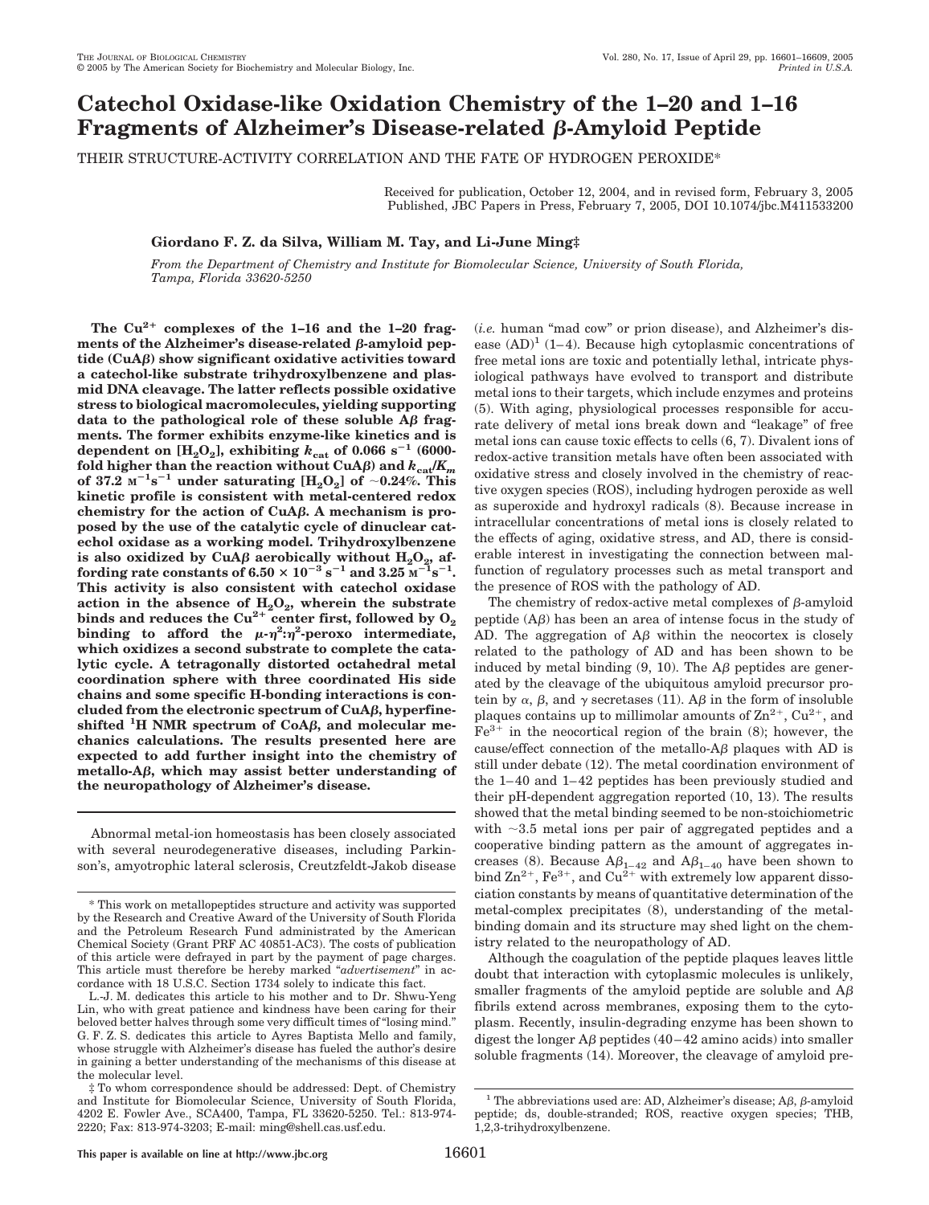# Catechol Oxidase-like Oxidation Chemistry of the 1–20 and 1–16 Fragments of Alzheimer's Disease-related β-Amyloid Peptide

THEIR STRUCTURE-ACTIVITY CORRELATION AND THE FATE OF HYDROGEN PEROXIDE*

Received for publication, October 12, 2004, and in revised form, February 3, 2005
Published, JBC Papers in Press, February 7, 2005, DOI 10.1074/jbc.M411533200

**Giordano F. Z. da Silva, William M. Tay, and Li-June Ming‡**

*From the Department of Chemistry and Institute for Biomolecular Science, University of South Florida, Tampa, Florida 33620-5250*

**The $Cu^{2+}$ complexes of the 1–16 and the 1–20 fragments of the Alzheimer's disease-related β-amyloid peptide (CuAβ) show significant oxidative activities toward a catechol-like substrate trihydroxylbenzene and plasmid DNA cleavage. The latter reflects possible oxidative stress to biological macromolecules, yielding supporting data to the pathological role of these soluble Aβ fragments. The former exhibits enzyme-like kinetics and is dependent on $[H_2O_2]$, exhibiting $k_{cat}$ of 0.066 $s^{-1}$ (6000-fold higher than the reaction without CuAβ) and $k_{cat}/K_m$ of 37.2 $M^{-1}s^{-1}$ under saturating $[H_2O_2]$ of ~0.24%. This kinetic profile is consistent with metal-centered redox chemistry for the action of CuAβ. A mechanism is proposed by the use of the catalytic cycle of dinuclear catechol oxidase as a working model. Trihydroxylbenzene is also oxidized by CuAβ aerobically without $H_2O_2$, affording rate constants of $6.50 \times 10^{-3}$ $s^{-1}$ and 3.25 $M^{-1}s^{-1}$. This activity is also consistent with catechol oxidase action in the absence of $H_2O_2$, wherein the substrate binds and reduces the $Cu^{2+}$ center first, followed by $O_2$ binding to afford the $\mu$-$\eta^2$:$\eta^2$-peroxo intermediate, which oxidizes a second substrate to complete the catalytic cycle. A tetragonally distorted octahedral metal coordination sphere with three coordinated His side chains and some specific H-bonding interactions is concluded from the electronic spectrum of CuAβ, hyperfine-shifted $^1$H NMR spectrum of CoAβ, and molecular mechanics calculations. The results presented here are expected to add further insight into the chemistry of metallo-Aβ, which may assist better understanding of the neuropathology of Alzheimer's disease.**

Abnormal metal-ion homeostasis has been closely associated with several neurodegenerative diseases, including Parkinson's, amyotrophic lateral sclerosis, Creutzfeldt-Jakob disease (*i.e.* human "mad cow" or prion disease), and Alzheimer's disease (AD)[1] (1–4). Because high cytoplasmic concentrations of free metal ions are toxic and potentially lethal, intricate physiological pathways have evolved to transport and distribute metal ions to their targets, which include enzymes and proteins (5). With aging, physiological processes responsible for accurate delivery of metal ions break down and "leakage" of free metal ions can cause toxic effects to cells (6, 7). Divalent ions of redox-active transition metals have often been associated with oxidative stress and closely involved in the chemistry of reactive oxygen species (ROS), including hydrogen peroxide as well as superoxide and hydroxyl radicals (8). Because increase in intracellular concentrations of metal ions is closely related to the effects of aging, oxidative stress, and AD, there is considerable interest in investigating the connection between malfunction of regulatory processes such as metal transport and the presence of ROS with the pathology of AD.

The chemistry of redox-active metal complexes of β-amyloid peptide (Aβ) has been an area of intense focus in the study of AD. The aggregation of Aβ within the neocortex is closely related to the pathology of AD and has been shown to be induced by metal binding (9, 10). The Aβ peptides are generated by the cleavage of the ubiquitous amyloid precursor protein by α, β, and γ secretases (11). Aβ in the form of insoluble plaques contains up to millimolar amounts of $Zn^{2+}$, $Cu^{2+}$, and $Fe^{3+}$ in the neocortical region of the brain (8); however, the cause/effect connection of the metallo-Aβ plaques with AD is still under debate (12). The metal coordination environment of the 1–40 and 1–42 peptides has been previously studied and their pH-dependent aggregation reported (10, 13). The results showed that the metal binding seemed to be non-stoichiometric with ~3.5 metal ions per pair of aggregated peptides and a cooperative binding pattern as the amount of aggregates increases (8). Because $A\beta_{1-42}$ and $A\beta_{1-40}$ have been shown to bind $Zn^{2+}$, $Fe^{3+}$, and $Cu^{2+}$ with extremely low apparent dissociation constants by means of quantitative determination of the metal-complex precipitates (8), understanding of the metal-binding domain and its structure may shed light on the chemistry related to the neuropathology of AD.

Although the coagulation of the peptide plaques leaves little doubt that interaction with cytoplasmic molecules is unlikely, smaller fragments of the amyloid peptide are soluble and Aβ fibrils extend across membranes, exposing them to the cytoplasm. Recently, insulin-degrading enzyme has been shown to digest the longer Aβ peptides (40–42 amino acids) into smaller soluble fragments (14). Moreover, the cleavage of amyloid pre-

---

\* This work on metallopeptides structure and activity was supported by the Research and Creative Award of the University of South Florida and the Petroleum Research Fund administrated by the American Chemical Society (Grant PRF AC 40851-AC3). The costs of publication of this article were defrayed in part by the payment of page charges. This article must therefore be hereby marked "*advertisement*" in accordance with 18 U.S.C. Section 1734 solely to indicate this fact.

L.-J. M. dedicates this article to his mother and to Dr. Shwu-Yeng Lin, who with great patience and kindness have been caring for their beloved better halves through some very difficult times of "losing mind." G. F. Z. S. dedicates this article to Ayres Baptista Mello and family, whose struggle with Alzheimer's disease has fueled the author's desire in gaining a better understanding of the mechanisms of this disease at the molecular level.

‡ To whom correspondence should be addressed: Dept. of Chemistry and Institute for Biomolecular Science, University of South Florida, 4202 E. Fowler Ave., SCA400, Tampa, FL 33620-5250. Tel.: 813-974-2220; Fax: 813-974-3203; E-mail: ming@shell.cas.usf.edu.

[1] The abbreviations used are: AD, Alzheimer's disease; Aβ, β-amyloid peptide; ds, double-stranded; ROS, reactive oxygen species; THB, 1,2,3-trihydroxylbenzene.

This paper is available on line at http://www.jbc.org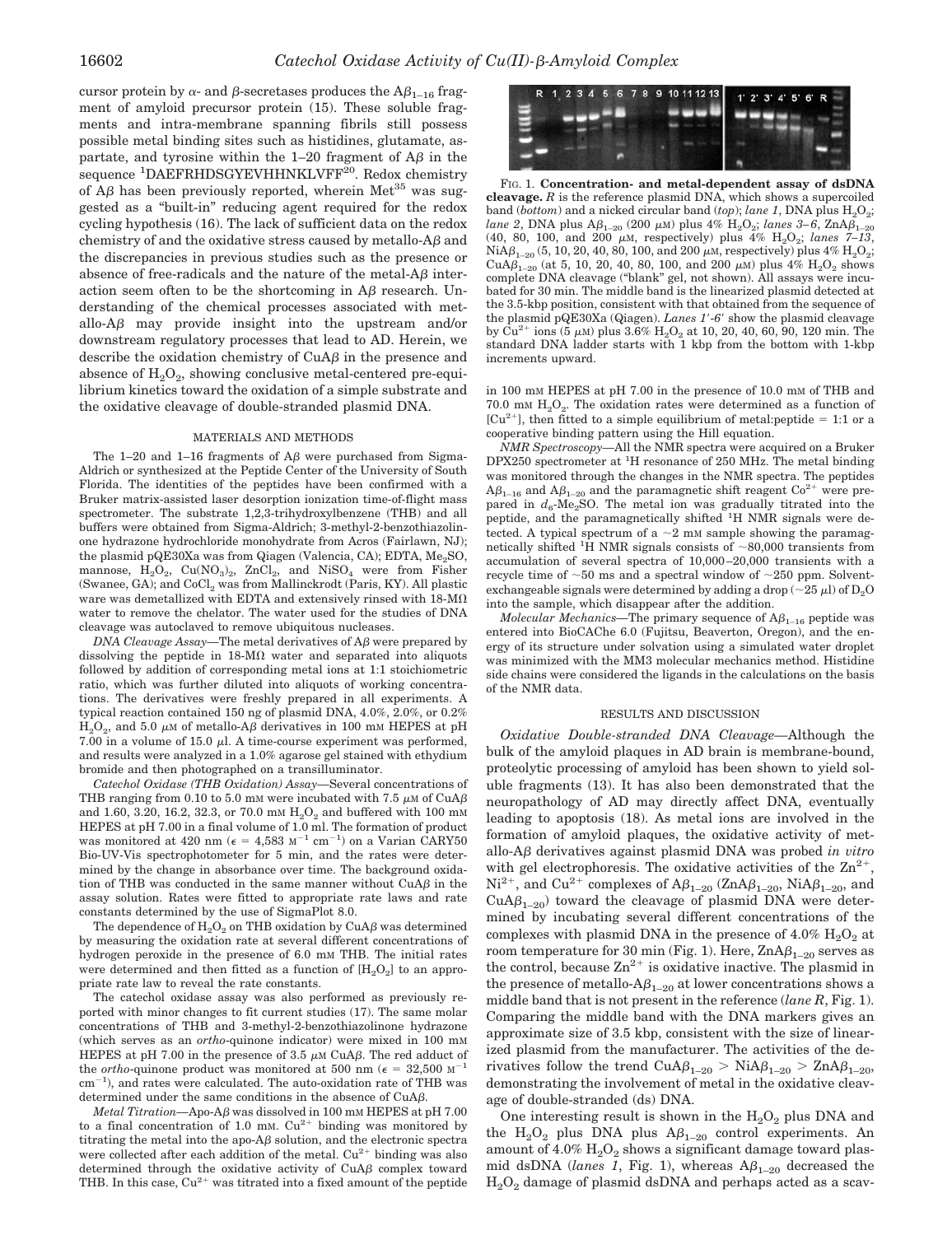cursor protein by α- and β-secretases produces the $A\beta_{1-16}$ fragment of amyloid precursor protein (15). These soluble fragments and intra-membrane spanning fibrils still possess possible metal binding sites such as histidines, glutamate, aspartate, and tyrosine within the 1–20 fragment of Aβ in the sequence $^{1}$DAEFRHDSGYEVHHNKLVFF$^{20}$. Redox chemistry of Aβ has been previously reported, wherein Met$^{35}$ was suggested as a "built-in" reducing agent required for the redox cycling hypothesis (16). The lack of sufficient data on the redox chemistry of and the oxidative stress caused by metallo-Aβ and the discrepancies in previous studies such as the presence or absence of free-radicals and the nature of the metal-Aβ interaction seem often to be the shortcoming in Aβ research. Understanding of the chemical processes associated with metallo-Aβ may provide insight into the upstream and/or downstream regulatory processes that lead to AD. Herein, we describe the oxidation chemistry of CuAβ in the presence and absence of $H_2O_2$, showing conclusive metal-centered pre-equilibrium kinetics toward the oxidation of a simple substrate and the oxidative cleavage of double-stranded plasmid DNA.

FIG. 1. **Concentration- and metal-dependent assay of dsDNA cleavage.** *R* is the reference plasmid DNA, which shows a supercoiled band (*bottom*) and a nicked circular band (*top*); *lane 1*, DNA plus $H_2O_2$; *lane 2*, DNA plus $A\beta_{1-20}$ (200 μM) plus 4% $H_2O_2$; *lanes 3–6*, $ZnA\beta_{1-20}$ (40, 80, 100, and 200 μM, respectively) plus 4% $H_2O_2$; *lanes 7–13*, $NiA\beta_{1-20}$ (5, 10, 20, 40, 80, 100, and 200 μM, respectively) plus 4% $H_2O_2$; $CuA\beta_{1-20}$ (at 5, 10, 20, 40, 80, 100, and 200 μM) plus 4% $H_2O_2$ shows complete DNA cleavage ("blank" gel, not shown). All assays were incubated for 30 min. The middle band is the linearized plasmid detected at the 3.5-kbp position, consistent with that obtained from the sequence of the plasmid pQE30Xa (Qiagen). *Lanes 1′-6′* show the plasmid cleavage by $Cu^{2+}$ ions (5 μM) plus 3.6% $H_2O_2$ at 10, 20, 40, 60, 90, 120 min. The standard DNA ladder starts with 1 kbp from the bottom with 1-kbp increments upward.

## MATERIALS AND METHODS

The 1–20 and 1–16 fragments of Aβ were purchased from Sigma-Aldrich or synthesized at the Peptide Center of the University of South Florida. The identities of the peptides have been confirmed with a Bruker matrix-assisted laser desorption ionization time-of-flight mass spectrometer. The substrate 1,2,3-trihydroxylbenzene (THB) and all buffers were obtained from Sigma-Aldrich; 3-methyl-2-benzothiazolinone hydrazone hydrochloride monohydrate from Acros (Fairlawn, NJ); the plasmid pQE30Xa was from Qiagen (Valencia, CA); EDTA, $Me_2SO$, mannose, $H_2O_2$, $Cu(NO_3)_2$, $ZnCl_2$, and $NiSO_4$ were from Fisher (Swanee, GA); and $CoCl_2$ was from Mallinckrodt (Paris, KY). All plastic ware was demetallized with EDTA and extensively rinsed with 18-MΩ water to remove the chelator. The water used for the studies of DNA cleavage was autoclaved to remove ubiquitous nucleases.

*DNA Cleavage Assay*—The metal derivatives of Aβ were prepared by dissolving the peptide in 18-MΩ water and separated into aliquots followed by addition of corresponding metal ions at 1:1 stoichiometric ratio, which was further diluted into aliquots of working concentrations. The derivatives were freshly prepared in all experiments. A typical reaction contained 150 ng of plasmid DNA, 4.0%, 2.0%, or 0.2% $H_2O_2$, and 5.0 μM of metallo-Aβ derivatives in 100 mM HEPES at pH 7.00 in a volume of 15.0 μl. A time-course experiment was performed, and results were analyzed in a 1.0% agarose gel stained with ethidium bromide and then photographed on a transilluminator.

*Catechol Oxidase (THB Oxidation) Assay*—Several concentrations of THB ranging from 0.10 to 5.0 mM were incubated with 7.5 μM of CuAβ and 1.60, 3.20, 16.2, 32.3, or 70.0 mM $H_2O_2$ and buffered with 100 mM HEPES at pH 7.00 in a final volume of 1.0 ml. The formation of product was monitored at 420 nm (ε = 4,583 $M^{-1}$ $cm^{-1}$) on a Varian CARY50 Bio-UV-Vis spectrophotometer for 5 min, and the rates were determined by the change in absorbance over time. The background oxidation of THB was conducted in the same manner without CuAβ in the assay solution. Rates were fitted to appropriate rate laws and rate constants determined by the use of SigmaPlot 8.0.

The dependence of $H_2O_2$ on THB oxidation by CuAβ was determined by measuring the oxidation rate at several different concentrations of hydrogen peroxide in the presence of 6.0 mM THB. The initial rates were determined and then fitted as a function of $[H_2O_2]$ to an appropriate rate law to reveal the rate constants.

The catechol oxidase assay was also performed as previously reported with minor changes to fit current studies (17). The same molar concentrations of THB and 3-methyl-2-benzothiazolinone hydrazone (which serves as an *ortho*-quinone indicator) were mixed in 100 mM HEPES at pH 7.00 in the presence of 3.5 μM CuAβ. The red adduct of the *ortho*-quinone product was monitored at 500 nm (ε = 32,500 $M^{-1}$ $cm^{-1}$), and rates were calculated. The auto-oxidation rate of THB was determined under the same conditions in the absence of CuAβ.

*Metal Titration*—Apo-Aβ was dissolved in 100 mM HEPES at pH 7.00 to a final concentration of 1.0 mM. $Cu^{2+}$ binding was monitored by titrating the metal into the apo-Aβ solution, and the electronic spectra were collected after each addition of the metal. $Cu^{2+}$ binding was also determined through the oxidative activity of CuAβ complex toward THB. In this case, $Cu^{2+}$ was titrated into a fixed amount of the peptide in 100 mM HEPES at pH 7.00 in the presence of 10.0 mM of THB and 70.0 mM $H_2O_2$. The oxidation rates were determined as a function of $[Cu^{2+}]$, then fitted to a simple equilibrium of metal:peptide = 1:1 or a cooperative binding pattern using the Hill equation.

*NMR Spectroscopy*—All the NMR spectra were acquired on a Bruker DPX250 spectrometer at $^{1}$H resonance of 250 MHz. The metal binding was monitored through the changes in the NMR spectra. The peptides $A\beta_{1-16}$ and $A\beta_{1-20}$ and the paramagnetic shift reagent $Co^{2+}$ were prepared in $d_6$-$Me_2SO$. The metal ion was gradually titrated into the peptide, and the paramagnetically shifted $^{1}$H NMR signals were detected. A typical spectrum of a ~2 mM sample showing the paramagnetically shifted $^{1}$H NMR signals consists of ~80,000 transients from accumulation of several spectra of 10,000–20,000 transients with a recycle time of ~50 ms and a spectral window of ~250 ppm. Solvent-exchangeable signals were determined by adding a drop (~25 μl) of $D_2O$ into the sample, which disappear after the addition.

*Molecular Mechanics*—The primary sequence of $A\beta_{1-16}$ peptide was entered into BioCAChe 6.0 (Fujitsu, Beaverton, Oregon), and the energy of its structure under solvation using a simulated water droplet was minimized with the MM3 molecular mechanics method. Histidine side chains were considered the ligands in the calculations on the basis of the NMR data.

## RESULTS AND DISCUSSION

*Oxidative Double-stranded DNA Cleavage*—Although the bulk of the amyloid plaques in AD brain is membrane-bound, proteolytic processing of amyloid has been shown to yield soluble fragments (13). It has also been demonstrated that the neuropathology of AD may directly affect DNA, eventually leading to apoptosis (18). As metal ions are involved in the formation of amyloid plaques, the oxidative activity of metallo-Aβ derivatives against plasmid DNA was probed *in vitro* with gel electrophoresis. The oxidative activities of the $Zn^{2+}$, $Ni^{2+}$, and $Cu^{2+}$ complexes of $A\beta_{1-20}$ ($ZnA\beta_{1-20}$, $NiA\beta_{1-20}$, and $CuA\beta_{1-20}$) toward the cleavage of plasmid DNA were determined by incubating several different concentrations of the complexes with plasmid DNA in the presence of 4.0% $H_2O_2$ at room temperature for 30 min (Fig. 1). Here, $ZnA\beta_{1-20}$ serves as the control, because $Zn^{2+}$ is oxidative inactive. The plasmid in the presence of metallo-$A\beta_{1-20}$ at lower concentrations shows a middle band that is not present in the reference (*lane R*, Fig. 1). Comparing the middle band with the DNA markers gives an approximate size of 3.5 kbp, consistent with the size of linearized plasmid from the manufacturer. The activities of the derivatives follow the trend $CuA\beta_{1-20}$ > $NiA\beta_{1-20}$ > $ZnA\beta_{1-20}$, demonstrating the involvement of metal in the oxidative cleavage of double-stranded (ds) DNA.

One interesting result is shown in the $H_2O_2$ plus DNA and the $H_2O_2$ plus DNA plus $A\beta_{1-20}$ control experiments. An amount of 4.0% $H_2O_2$ shows a significant damage toward plasmid dsDNA (*lanes 1*, Fig. 1), whereas $A\beta_{1-20}$ decreased the $H_2O_2$ damage of plasmid dsDNA and perhaps acted as a scav-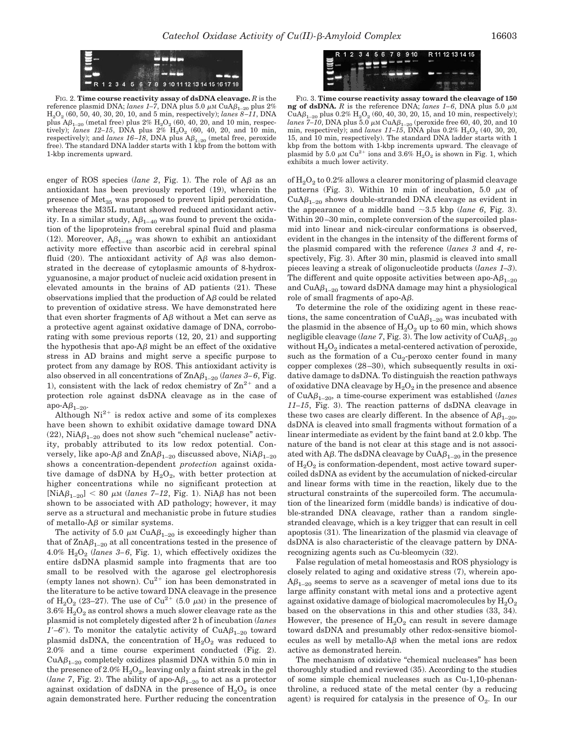FIG. 2. **Time course reactivity assay of dsDNA cleavage.** *R* is the reference plasmid DNA; *lanes 1–7*, DNA plus 5.0 $\mu$M CuA$\beta_{1-20}$ plus 2% $H_2O_2$ (60, 50, 40, 30, 20, 10, and 5 min, respectively); *lanes 8–11*, DNA plus A$\beta_{1-20}$ (metal free) plus 2% $H_2O_2$ (60, 40, 20, and 10 min, respectively); *lanes 12–15*, DNA plus 2% $H_2O_2$ (60, 40, 20, and 10 min, respectively); and *lanes 16–18*, DNA plus A$\beta_{1-20}$ (metal free, peroxide free). The standard DNA ladder starts with 1 kbp from the bottom with 1-kbp increments upward.

FIG. 3. **Time course reactivity assay toward the cleavage of 150 ng of dsDNA.** *R* is the reference DNA; *lanes 1–6*, DNA plus 5.0 $\mu$M CuA$\beta_{1-20}$ plus 0.2% $H_2O_2$ (60, 40, 30, 20, 15, and 10 min, respectively); *lanes 7–10*, DNA plus 5.0 $\mu$M CuA$\beta_{1-20}$ (peroxide free 60, 40, 20, and 10 min, respectively); and *lanes 11–15*, DNA plus 0.2% $H_2O_2$ (40, 30, 20, 15, and 10 min, respectively). The standard DNA ladder starts with 1 kbp from the bottom with 1-kbp increments upward. The cleavage of plasmid by 5.0 $\mu$M $Cu^{2+}$ ions and 3.6% $H_2O_2$ is shown in Fig. 1, which exhibits a much lower activity.

enger of ROS species (*lane 2*, Fig. 1). The role of A$\beta$ as an antioxidant has been previously reported (19), wherein the presence of $Met_{35}$ was proposed to prevent lipid peroxidation, whereas the M35L mutant showed reduced antioxidant activity. In a similar study, A$\beta_{1-40}$ was found to prevent the oxidation of the lipoproteins from cerebral spinal fluid and plasma (12). Moreover, A$\beta_{1-42}$ was shown to exhibit an antioxidant activity more effective than ascorbic acid in cerebral spinal fluid (20). The antioxidant activity of A$\beta$ was also demonstrated in the decrease of cytoplasmic amounts of 8-hydroxyguanosine, a major product of nucleic acid oxidation present in elevated amounts in the brains of AD patients (21). These observations implied that the production of A$\beta$ could be related to prevention of oxidative stress. We have demonstrated here that even shorter fragments of A$\beta$ without a Met can serve as a protective agent against oxidative damage of DNA, corroborating with some previous reports (12, 20, 21) and supporting the hypothesis that apo-A$\beta$ might be an effect of the oxidative stress in AD brains and might serve a specific purpose to protect from any damage by ROS. This antioxidant activity is also observed in all concentrations of ZnA$\beta_{1-20}$ (*lanes 3–6*, Fig. 1), consistent with the lack of redox chemistry of $Zn^{2+}$ and a protection role against dsDNA cleavage as in the case of apo-A$\beta_{1-20}$.

Although $Ni^{2+}$ is redox active and some of its complexes have been shown to exhibit oxidative damage toward DNA (22), NiA$\beta_{1-20}$ does not show such "chemical nuclease" activity, probably attributed to its low redox potential. Conversely, like apo-A$\beta$ and ZnA$\beta_{1-20}$ discussed above, NiA$\beta_{1-20}$ shows a concentration-dependent *protection* against oxidative damage of dsDNA by $H_2O_2$, with better protection at higher concentrations while no significant protection at [NiA$\beta_{1-20}$] < 80 $\mu$M (*lanes 7–12*, Fig. 1). NiA$\beta$ has not been shown to be associated with AD pathology; however, it may serve as a structural and mechanistic probe in future studies of metallo-A$\beta$ or similar systems.

The activity of 5.0 $\mu$M CuA$\beta_{1-20}$ is exceedingly higher than that of ZnA$\beta_{1-20}$ at all concentrations tested in the presence of 4.0% $H_2O_2$ (*lanes 3–6*, Fig. 1), which effectively oxidizes the entire dsDNA plasmid sample into fragments that are too small to be resolved with the agarose gel electrophoresis (empty lanes not shown). $Cu^{2+}$ ion has been demonstrated in the literature to be active toward DNA cleavage in the presence of $H_2O_2$ (23–27). The use of $Cu^{2+}$ (5.0 $\mu$M) in the presence of 3.6% $H_2O_2$ as control shows a much slower cleavage rate as the plasmid is not completely digested after 2 h of incubation (*lanes 1′–6′*). To monitor the catalytic activity of CuA$\beta_{1-20}$ toward plasmid dsDNA, the concentration of $H_2O_2$ was reduced to 2.0% and a time course experiment conducted (Fig. 2). CuA$\beta_{1-20}$ completely oxidizes plasmid DNA within 5.0 min in the presence of 2.0% $H_2O_2$, leaving only a faint streak in the gel (*lane 7*, Fig. 2). The ability of apo-A$\beta_{1-20}$ to act as a protector against oxidation of dsDNA in the presence of $H_2O_2$ is once again demonstrated here. Further reducing the concentration of $H_2O_2$ to 0.2% allows a clearer monitoring of plasmid cleavage patterns (Fig. 3). Within 10 min of incubation, 5.0 $\mu$M of CuA$\beta_{1-20}$ shows double-stranded DNA cleavage as evident in the appearance of a middle band ~3.5 kbp (*lane 6*, Fig. 3). Within 20–30 min, complete conversion of the supercoiled plasmid into linear and nick-circular conformations is observed, evident in the changes in the intensity of the different forms of the plasmid compared with the reference (*lanes 3* and *4*, respectively, Fig. 3). After 30 min, plasmid is cleaved into small pieces leaving a streak of oligonucleotide products (*lanes 1–3*). The different and quite opposite activities between apo-A$\beta_{1-20}$ and CuA$\beta_{1-20}$ toward dsDNA damage may hint a physiological role of small fragments of apo-A$\beta$.

To determine the role of the oxidizing agent in these reactions, the same concentration of CuA$\beta_{1-20}$ was incubated with the plasmid in the absence of $H_2O_2$ up to 60 min, which shows negligible cleavage (*lane 7*, Fig. 3). The low activity of CuA$\beta_{1-20}$ without $H_2O_2$ indicates a metal-centered activation of peroxide, such as the formation of a $Cu_2$-peroxo center found in many copper complexes (28–30), which subsequently results in oxidative damage to dsDNA. To distinguish the reaction pathways of oxidative DNA cleavage by $H_2O_2$ in the presence and absence of CuA$\beta_{1-20}$, a time-course experiment was established (*lanes 11–15*, Fig. 3). The reaction patterns of dsDNA cleavage in these two cases are clearly different. In the absence of A$\beta_{1-20}$, dsDNA is cleaved into small fragments without formation of a linear intermediate as evident by the faint band at 2.0 kbp. The nature of the band is not clear at this stage and is not associated with A$\beta$. The dsDNA cleavage by CuA$\beta_{1-20}$ in the presence of $H_2O_2$ is conformation-dependent, most active toward supercoiled dsDNA as evident by the accumulation of nicked-circular and linear forms with time in the reaction, likely due to the structural constraints of the supercoiled form. The accumulation of the linearized form (middle bands) is indicative of double-stranded DNA cleavage, rather than a random single-stranded cleavage, which is a key trigger that can result in cell apoptosis (31). The linearization of the plasmid via cleavage of dsDNA is also characteristic of the cleavage pattern by DNA-recognizing agents such as Cu-bleomycin (32).

False regulation of metal homeostasis and ROS physiology is closely related to aging and oxidative stress (7), wherein apo-A$\beta_{1-20}$ seems to serve as a scavenger of metal ions due to its large affinity constant with metal ions and a protective agent against oxidative damage of biological macromolecules by $H_2O_2$ based on the observations in this and other studies (33, 34). However, the presence of $H_2O_2$ can result in severe damage toward dsDNA and presumably other redox-sensitive biomolecules as well by metallo-A$\beta$ when the metal ions are redox active as demonstrated herein.

The mechanism of oxidative "chemical nucleases" has been thoroughly studied and reviewed (35). According to the studies of some simple chemical nucleases such as Cu-1,10-phenanthroline, a reduced state of the metal center (by a reducing agent) is required for catalysis in the presence of $O_2$. In our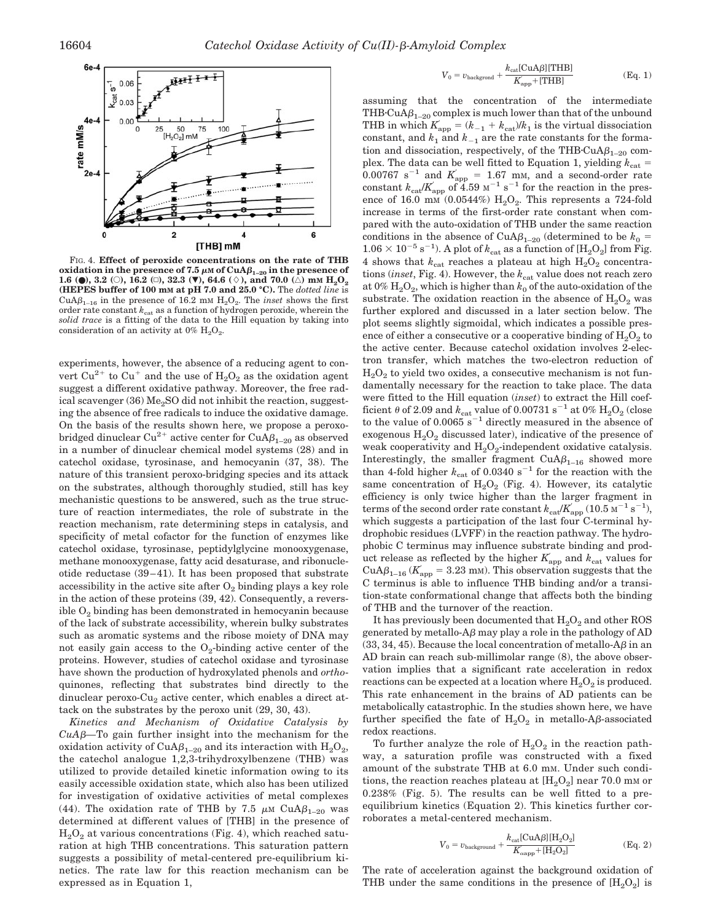FIG. 4. **Effect of peroxide concentrations on the rate of THB oxidation in the presence of 7.5 μM of $CuA\beta_{1-20}$ in the presence of 1.6 (●), 3.2 (○), 16.2 (□), 32.3 (▼), 64.6 (◇), and 70.0 (△) mM $H_2O_2$ (HEPES buffer of 100 mM at pH 7.0 and 25.0 °C).** The *dotted line* is $CuA\beta_{1-16}$ in the presence of 16.2 mM $H_2O_2$. The *inset* shows the first order rate constant $k_{cat}$ as a function of hydrogen peroxide, wherein the *solid trace* is a fitting of the data to the Hill equation by taking into consideration of an activity at 0% $H_2O_2$.

experiments, however, the absence of a reducing agent to convert $Cu^{2+}$ to $Cu^{+}$ and the use of $H_2O_2$ as the oxidation agent suggest a different oxidative pathway. Moreover, the free radical scavenger (36) $Me_2SO$ did not inhibit the reaction, suggesting the absence of free radicals to induce the oxidative damage. On the basis of the results shown here, we propose a peroxo-bridged dinuclear $Cu^{2+}$ active center for $CuA\beta_{1-20}$ as observed in a number of dinuclear chemical model systems (28) and in catechol oxidase, tyrosinase, and hemocyanin (37, 38). The nature of this transient peroxo-bridging species and its attack on the substrates, although thoroughly studied, still has key mechanistic questions to be answered, such as the true structure of reaction intermediates, the role of substrate in the reaction mechanism, rate determining steps in catalysis, and specificity of metal cofactor for the function of enzymes like catechol oxidase, tyrosinase, peptidylglycine monooxygenase, methane monooxygenase, fatty acid desaturase, and ribonucleotide reductase (39–41). It has been proposed that substrate accessibility in the active site after $O_2$ binding plays a key role in the action of these proteins (39, 42). Consequently, a reversible $O_2$ binding has been demonstrated in hemocyanin because of the lack of substrate accessibility, wherein bulky substrates such as aromatic systems and the ribose moiety of DNA may not easily gain access to the $O_2$-binding active center of the proteins. However, studies of catechol oxidase and tyrosinase have shown the production of hydroxylated phenols and *ortho*-quinones, reflecting that substrates bind directly to the dinuclear peroxo-$Cu_2$ active center, which enables a direct attack on the substrates by the peroxo unit (29, 30, 43).

*Kinetics and Mechanism of Oxidative Catalysis by CuAβ*—To gain further insight into the mechanism for the oxidation activity of $CuA\beta_{1-20}$ and its interaction with $H_2O_2$, the catechol analogue 1,2,3-trihydroxylbenzene (THB) was utilized to provide detailed kinetic information owing to its easily accessible oxidation state, which also has been utilized for investigation of oxidative activities of metal complexes (44). The oxidation rate of THB by 7.5 μM $CuA\beta_{1-20}$ was determined at different values of [THB] in the presence of $H_2O_2$ at various concentrations (Fig. 4), which reached saturation at high THB concentrations. This saturation pattern suggests a possibility of metal-centered pre-equilibrium kinetics. The rate law for this reaction mechanism can be expressed as in Equation 1,

$$V_0 = v_{\text{backgrond}} + \frac{k_{cat}[CuA\beta][THB]}{K'_{app} + [THB]} \qquad \text{(Eq. 1)}$$

assuming that the concentration of the intermediate THB·$CuA\beta_{1-20}$ complex is much lower than that of the unbound THB in which $K'_{app} = (k_{-1} + k_{cat})/k_1$ is the virtual dissociation constant, and $k_1$ and $k_{-1}$ are the rate constants for the formation and dissociation, respectively, of the THB·$CuA\beta_{1-20}$ complex. The data can be well fitted to Equation 1, yielding $k_{cat}$ = 0.00767 $s^{-1}$ and $K'_{app}$ = 1.67 mM, and a second-order rate constant $k_{cat}/K'_{app}$ of 4.59 $M^{-1}$ $s^{-1}$ for the reaction in the presence of 16.0 mM (0.0544%) $H_2O_2$. This represents a 724-fold increase in terms of the first-order rate constant when compared with the auto-oxidation of THB under the same reaction conditions in the absence of $CuA\beta_{1-20}$ (determined to be $k_0 = 1.06 \times 10^{-5}$ $s^{-1}$). A plot of $k_{cat}$ as a function of $[H_2O_2]$ from Fig. 4 shows that $k_{cat}$ reaches a plateau at high $H_2O_2$ concentrations (*inset*, Fig. 4). However, the $k_{cat}$ value does not reach zero at 0% $H_2O_2$, which is higher than $k_0$ of the auto-oxidation of the substrate. The oxidation reaction in the absence of $H_2O_2$ was further explored and discussed in a later section below. The plot seems slightly sigmoidal, which indicates a possible presence of either a consecutive or a cooperative binding of $H_2O_2$ to the active center. Because catechol oxidation involves 2-electron transfer, which matches the two-electron reduction of $H_2O_2$ to yield two oxides, a consecutive mechanism is not fundamentally necessary for the reaction to take place. The data were fitted to the Hill equation (*inset*) to extract the Hill coefficient $\theta$ of 2.09 and $k_{cat}$ value of 0.00731 $s^{-1}$ at 0% $H_2O_2$ (close to the value of 0.0065 $s^{-1}$ directly measured in the absence of exogenous $H_2O_2$ discussed later), indicative of the presence of weak cooperativity and $H_2O_2$-independent oxidative catalysis. Interestingly, the smaller fragment $CuA\beta_{1-16}$ showed more than 4-fold higher $k_{cat}$ of 0.0340 $s^{-1}$ for the reaction with the same concentration of $H_2O_2$ (Fig. 4). However, its catalytic efficiency is only twice higher than the larger fragment in terms of the second order rate constant $k_{cat}/K'_{app}$ (10.5 $M^{-1}$ $s^{-1}$), which suggests a participation of the last four C-terminal hydrophobic residues (LVFF) in the reaction pathway. The hydrophobic C terminus may influence substrate binding and product release as reflected by the higher $K'_{app}$ and $k_{cat}$ values for $CuA\beta_{1-16}$ ($K'_{app}$ = 3.23 mM). This observation suggests that the C terminus is able to influence THB binding and/or a transition-state conformational change that affects both the binding of THB and the turnover of the reaction.

It has previously been documented that $H_2O_2$ and other ROS generated by metallo-Aβ may play a role in the pathology of AD (33, 34, 45). Because the local concentration of metallo-Aβ in an AD brain can reach sub-millimolar range (8), the above observation implies that a significant rate acceleration in redox reactions can be expected at a location where $H_2O_2$ is produced. This rate enhancement in the brains of AD patients can be metabolically catastrophic. In the studies shown here, we have further specified the fate of $H_2O_2$ in metallo-Aβ-associated redox reactions.

To further analyze the role of $H_2O_2$ in the reaction pathway, a saturation profile was constructed with a fixed amount of the substrate THB at 6.0 mM. Under such conditions, the reaction reaches plateau at $[H_2O_2]$ near 70.0 mM or 0.238% (Fig. 5). The results can be well fitted to a pre-equilibrium kinetics (Equation 2). This kinetics further corroborates a metal-centered mechanism.

$$V_0 = v_{\text{background}} + \frac{k_{cat}[CuA\beta][H_2O_2]}{K'_{\alpha app} + [H_2O_2]} \qquad \text{(Eq. 2)}$$

The rate of acceleration against the background oxidation of THB under the same conditions in the presence of $[H_2O_2]$ is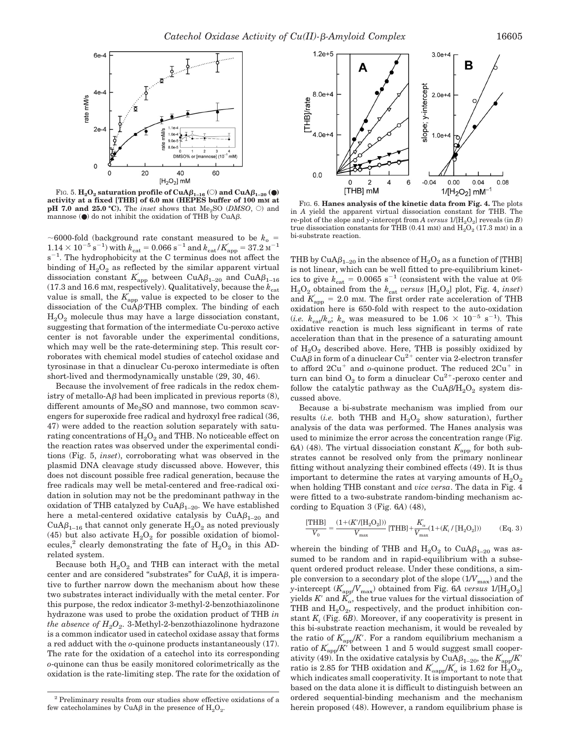FIG. 5. **$H_2O_2$ saturation profile of CuA$\beta_{1-16}$ (○) and CuA$\beta_{1-20}$ (●) activity at a fixed [THB] of 6.0 mM (HEPES buffer of 100 mM at pH 7.0 and 25.0 °C).** The *inset* shows that $Me_2SO$ (*DMSO*, ○) and mannose (●) do not inhibit the oxidation of THB by CuA$\beta$.

~6000-fold (background rate constant measured to be $k_o = 1.14 \times 10^{-5}\ s^{-1}$) with $k_{cat} = 0.066\ s^{-1}$ and $k_{cat}/K'_{app} = 37.2\ M^{-1}\ s^{-1}$. The hydrophobicity at the C terminus does not affect the binding of $H_2O_2$ as reflected by the similar apparent virtual dissociation constant $K'_{app}$ between CuA$\beta_{1-20}$ and CuA$\beta_{1-16}$ (17.3 and 16.6 mM, respectively). Qualitatively, because the $k_{cat}$ value is small, the $K'_{app}$ value is expected to be closer to the dissociation of the CuA$\beta$·THB complex. The binding of each $H_2O_2$ molecule thus may have a large dissociation constant, suggesting that formation of the intermediate Cu-peroxo active center is not favorable under the experimental conditions, which may well be the rate-determining step. This result corroborates with chemical model studies of catechol oxidase and tyrosinase in that a dinuclear Cu-peroxo intermediate is often short-lived and thermodynamically unstable (29, 30, 46).

Because the involvement of free radicals in the redox chemistry of metallo-A$\beta$ had been implicated in previous reports (8), different amounts of $Me_2SO$ and mannose, two common scavengers for superoxide free radical and hydroxyl free radical (36, 47) were added to the reaction solution separately with saturating concentrations of $H_2O_2$ and THB. No noticeable effect on the reaction rates was observed under the experimental conditions (Fig. 5, *inset*), corroborating what was observed in the plasmid DNA cleavage study discussed above. However, this does not discount possible free radical generation, because the free radicals may well be metal-centered and free-radical oxidation in solution may not be the predominant pathway in the oxidation of THB catalyzed by CuA$\beta_{1-20}$. We have established here a metal-centered oxidative catalysis by CuA$\beta_{1-20}$ and CuA$\beta_{1-16}$ that cannot only generate $H_2O_2$ as noted previously (45) but also activate $H_2O_2$ for possible oxidation of biomolecules,[2] clearly demonstrating the fate of $H_2O_2$ in this AD-related system.

Because both $H_2O_2$ and THB can interact with the metal center and are considered "substrates" for CuA$\beta$, it is imperative to further narrow down the mechanism about how these two substrates interact individually with the metal center. For this purpose, the redox indicator 3-methyl-2-benzothiazolinone hydrazone was used to probe the oxidation product of THB *in the absence of $H_2O_2$*. 3-Methyl-2-benzothiazolinone hydrazone is a common indicator used in catechol oxidase assay that forms a red adduct with the *o*-quinone products instantaneously (17). The rate for the oxidation of a catechol into its corresponding *o*-quinone can thus be easily monitored colorimetrically as the oxidation is the rate-limiting step. The rate for the oxidation of THB by CuA$\beta_{1-20}$ in the absence of $H_2O_2$ as a function of [THB] is not linear, which can be well fitted to pre-equilibrium kinetics to give $k_{cat} = 0.0065\ s^{-1}$ (consistent with the value at 0% $H_2O_2$ obtained from the $k_{cat}$ *versus* [$H_2O_2$] plot, Fig. 4, *inset*) and $K'_{app} = 2.0$ mM. The first order rate acceleration of THB oxidation here is 650-fold with respect to the auto-oxidation (*i.e.* $k_{cat}/k_o$; $k_o$ was measured to be $1.06 \times 10^{-5}\ s^{-1}$). This oxidative reaction is much less significant in terms of rate acceleration than that in the presence of a saturating amount of $H_2O_2$ described above. Here, THB is possibly oxidized by CuA$\beta$ in form of a dinuclear $Cu^{2+}$ center via 2-electron transfer to afford $2Cu^{+}$ and *o*-quinone product. The reduced $2Cu^{+}$ in turn can bind $O_2$ to form a dinuclear $Cu^{2+}$-peroxo center and follow the catalytic pathway as the CuA$\beta$/$H_2O_2$ system discussed above.

FIG. 6. **Hanes analysis of the kinetic data from Fig. 4.** The plots in *A* yield the apparent virtual dissociation constant for THB. The re-plot of the slope and *y*-intercept from *A versus* 1/[$H_2O_2$] reveals (in *B*) true dissociation constants for THB (0.41 mM) and $H_2O_2$ (17.3 mM) in a bi-substrate reaction.

Because a bi-substrate mechanism was implied from our results (*i.e.* both THB and $H_2O_2$ show saturation), further analysis of the data was performed. The Hanes analysis was used to minimize the error across the concentration range (Fig. 6*A*) (48). The virtual dissociation constant $K'_{app}$ for both substrates cannot be resolved only from the primary nonlinear fitting without analyzing their combined effects (49). It is thus important to determine the rates at varying amounts of $H_2O_2$ when holding THB constant and *vice versa*. The data in Fig. 4 were fitted to a two-substrate random-binding mechanism according to Equation 3 (Fig. 6*A*) (48),

$$\frac{[\mathrm{THB}]}{V_0} = \frac{(1+(K'/[\mathrm{H_2O_2}]))}{V_{max}}[\mathrm{THB}] + \frac{K'_\alpha}{V_{max}}(1+(K_i/[\mathrm{H_2O_2}])) \qquad \text{(Eq. 3)}$$

wherein the binding of THB and $H_2O_2$ to CuA$\beta_{1-20}$ was assumed to be random and in rapid-equilibrium with a subsequent ordered product release. Under these conditions, a simple conversion to a secondary plot of the slope ($1/V_{max}$) and the *y*-intercept ($K'_{app}/V_{max}$) obtained from Fig. 6*A versus* 1/[$H_2O_2$] yields $K'$ and $K'_\alpha$, the true values for the virtual dissociation of THB and $H_2O_2$, respectively, and the product inhibition constant $K_i$ (Fig. 6*B*). Moreover, if any cooperativity is present in this bi-substrate reaction mechanism, it would be revealed by the ratio of $K'_{app}/K'$. For a random equilibrium mechanism a ratio of $K'_{app}/K'$ between 1 and 5 would suggest small cooperativity (49). In the oxidative catalysis by CuA$\beta_{1-20}$, the $K'_{app}/K'$ ratio is 2.85 for THB oxidation and $K'_{\alpha app}/K'_\alpha$ is 1.62 for $H_2O_2$, which indicates small cooperativity. It is important to note that based on the data alone it is difficult to distinguish between an ordered sequential-binding mechanism and the mechanism herein proposed (48). However, a random equilibrium phase is

[2] Preliminary results from our studies show effective oxidations of a few catecholamines by CuA$\beta$ in the presence of $H_2O_2$.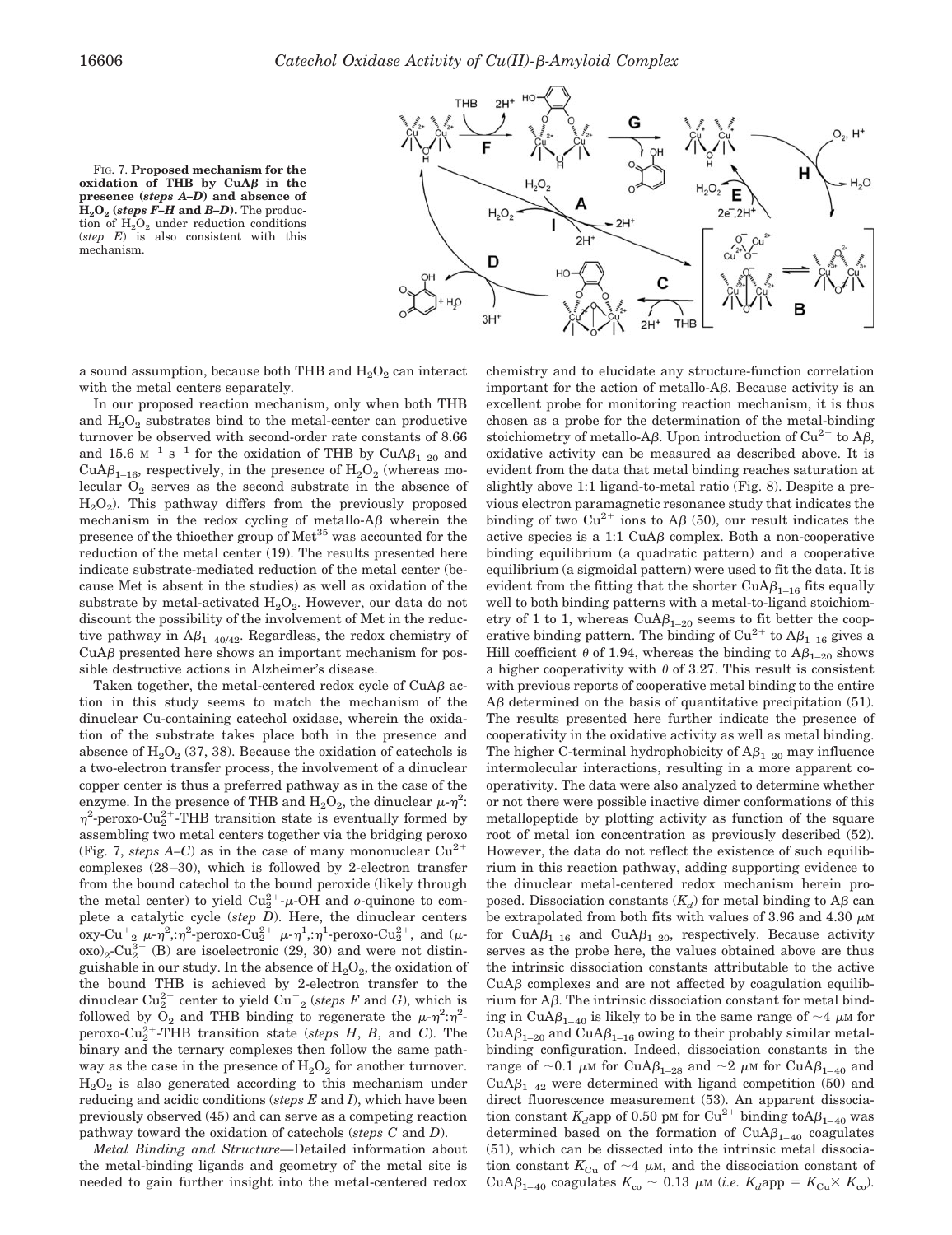FIG. 7. **Proposed mechanism for the oxidation of THB by CuAβ in the presence (*steps A–D*) and absence of $H_2O_2$ (*steps F–H* and *B–D*).** The production of $H_2O_2$ under reduction conditions (*step E*) is also consistent with this mechanism.

a sound assumption, because both THB and $H_2O_2$ can interact with the metal centers separately.

In our proposed reaction mechanism, only when both THB and $H_2O_2$ substrates bind to the metal-center can productive turnover be observed with second-order rate constants of 8.66 and 15.6 $M^{-1}$ $s^{-1}$ for the oxidation of THB by $CuA\beta_{1-20}$ and $CuA\beta_{1-16}$, respectively, in the presence of $H_2O_2$ (whereas molecular $O_2$ serves as the second substrate in the absence of $H_2O_2$). This pathway differs from the previously proposed mechanism in the redox cycling of metallo-Aβ wherein the presence of the thioether group of $Met^{35}$ was accounted for the reduction of the metal center (19). The results presented here indicate substrate-mediated reduction of the metal center (because Met is absent in the studies) as well as oxidation of the substrate by metal-activated $H_2O_2$. However, our data do not discount the possibility of the involvement of Met in the reductive pathway in $A\beta_{1-40/42}$. Regardless, the redox chemistry of CuAβ presented here shows an important mechanism for possible destructive actions in Alzheimer's disease.

Taken together, the metal-centered redox cycle of CuAβ action in this study seems to match the mechanism of the dinuclear Cu-containing catechol oxidase, wherein the oxidation of the substrate takes place both in the presence and absence of $H_2O_2$ (37, 38). Because the oxidation of catechols is a two-electron transfer process, the involvement of a dinuclear copper center is thus a preferred pathway as in the case of the enzyme. In the presence of THB and $H_2O_2$, the dinuclear $\mu$-$\eta^2$:$\eta^2$-peroxo-$Cu_2^{2+}$-THB transition state is eventually formed by assembling two metal centers together via the bridging peroxo (Fig. 7, *steps A–C*) as in the case of many mononuclear $Cu^{2+}$ complexes (28–30), which is followed by 2-electron transfer from the bound catechol to the bound peroxide (likely through the metal center) to yield $Cu_2^{2+}$-$\mu$-OH and *o*-quinone to complete a catalytic cycle (*step D*). Here, the dinuclear centers oxy-$Cu^+_2$ $\mu$-$\eta^2$,:$\eta^2$-peroxo-$Cu_2^{2+}$ $\mu$-$\eta^1$,:$\eta^1$-peroxo-$Cu_2^{2+}$, and ($\mu$-oxo)$_2$-$Cu_2^{3+}$ (B) are isoelectronic (29, 30) and were not distinguishable in our study. In the absence of $H_2O_2$, the oxidation of the bound THB is achieved by 2-electron transfer to the dinuclear $Cu_2^{2+}$ center to yield $Cu^+_2$ (*steps F* and *G*), which is followed by $O_2$ and THB binding to regenerate the $\mu$-$\eta^2$:$\eta^2$-peroxo-$Cu_2^{2+}$-THB transition state (*steps H*, *B*, and *C*). The binary and the ternary complexes then follow the same pathway as the case in the presence of $H_2O_2$ for another turnover. $H_2O_2$ is also generated according to this mechanism under reducing and acidic conditions (*steps E* and *I*), which have been previously observed (45) and can serve as a competing reaction pathway toward the oxidation of catechols (*steps C* and *D*).

*Metal Binding and Structure*—Detailed information about the metal-binding ligands and geometry of the metal site is needed to gain further insight into the metal-centered redox chemistry and to elucidate any structure-function correlation important for the action of metallo-Aβ. Because activity is an excellent probe for monitoring reaction mechanism, it is thus chosen as a probe for the determination of the metal-binding stoichiometry of metallo-Aβ. Upon introduction of $Cu^{2+}$ to Aβ, oxidative activity can be measured as described above. It is evident from the data that metal binding reaches saturation at slightly above 1:1 ligand-to-metal ratio (Fig. 8). Despite a previous electron paramagnetic resonance study that indicates the binding of two $Cu^{2+}$ ions to Aβ (50), our result indicates the active species is a 1:1 CuAβ complex. Both a non-cooperative binding equilibrium (a quadratic pattern) and a cooperative equilibrium (a sigmoidal pattern) were used to fit the data. It is evident from the fitting that the shorter $CuA\beta_{1-16}$ fits equally well to both binding patterns with a metal-to-ligand stoichiometry of 1 to 1, whereas $CuA\beta_{1-20}$ seems to fit better the cooperative binding pattern. The binding of $Cu^{2+}$ to $A\beta_{1-16}$ gives a Hill coefficient $\theta$ of 1.94, whereas the binding to $A\beta_{1-20}$ shows a higher cooperativity with $\theta$ of 3.27. This result is consistent with previous reports of cooperative metal binding to the entire Aβ determined on the basis of quantitative precipitation (51). The results presented here further indicate the presence of cooperativity in the oxidative activity as well as metal binding. The higher C-terminal hydrophobicity of $A\beta_{1-20}$ may influence intermolecular interactions, resulting in a more apparent cooperativity. The data were also analyzed to determine whether or not there were possible inactive dimer conformations of this metallopeptide by plotting activity as function of the square root of metal ion concentration as previously described (52). However, the data do not reflect the existence of such equilibrium in this reaction pathway, adding supporting evidence to the dinuclear metal-centered redox mechanism herein proposed. Dissociation constants ($K_d$) for metal binding to Aβ can be extrapolated from both fits with values of 3.96 and 4.30 $\mu$M for $CuA\beta_{1-16}$ and $CuA\beta_{1-20}$, respectively. Because activity serves as the probe here, the values obtained above are thus the intrinsic dissociation constants attributable to the active CuAβ complexes and are not affected by coagulation equilibrium in Aβ. The intrinsic dissociation constant for metal binding in $CuA\beta_{1-40}$ is likely to be in the same range of ~4 $\mu$M for $CuA\beta_{1-20}$ and $CuA\beta_{1-16}$ owing to their probably similar metal-binding configuration. Indeed, dissociation constants in the range of ~0.1 $\mu$M for $CuA\beta_{1-28}$ and ~2 $\mu$M for $CuA\beta_{1-40}$ and $CuA\beta_{1-42}$ were determined with ligand competition (50) and direct fluorescence measurement (53). An apparent dissociation constant $K_d$app of 0.50 pM for $Cu^{2+}$ binding to$A\beta_{1-40}$ was determined based on the formation of $CuA\beta_{1-40}$ coagulates (51), which can be dissected into the intrinsic metal dissociation constant $K_{Cu}$ of ~4 $\mu$M, and the dissociation constant of $CuA\beta_{1-40}$ coagulates $K_{co}$ ~ 0.13 $\mu$M (*i.e.* $K_d$app = $K_{Cu} \times K_{co}$).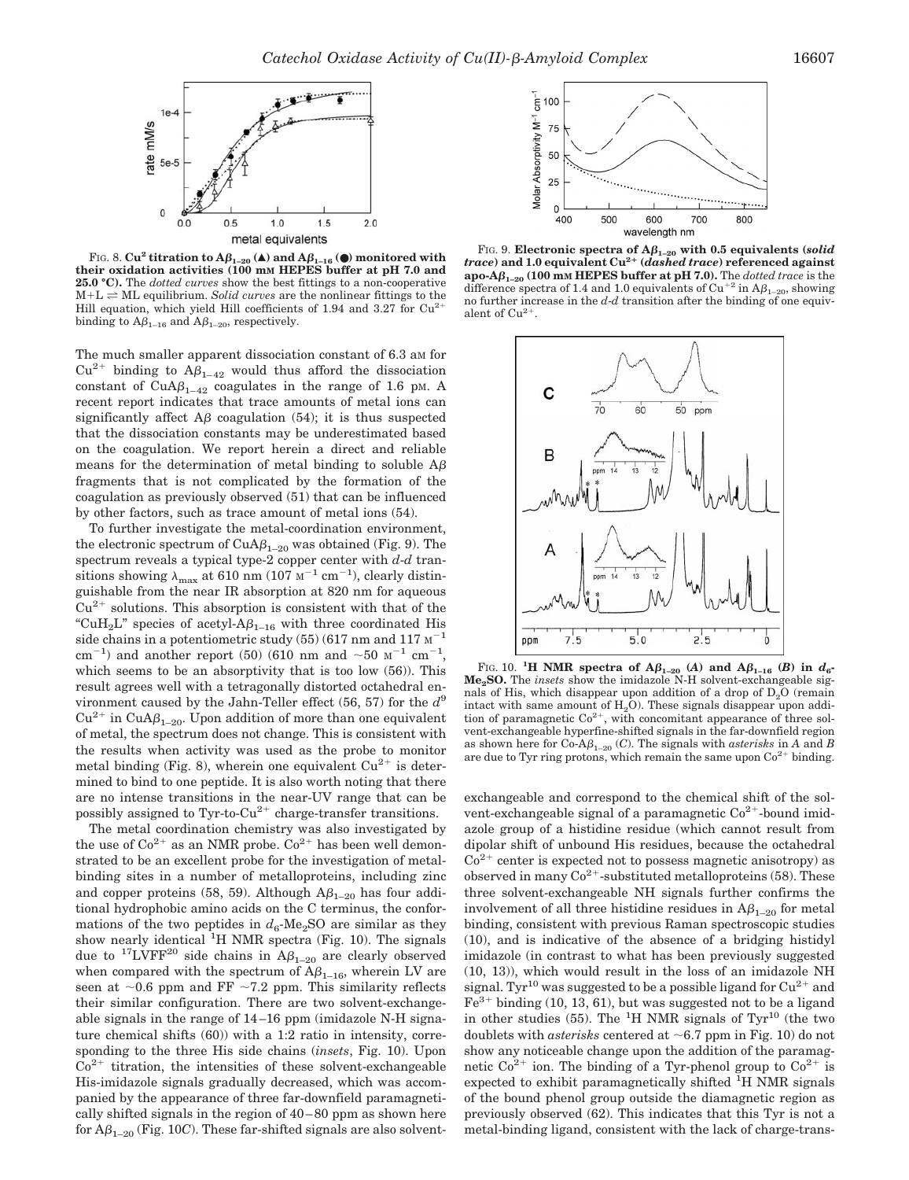FIG. 8. **$Cu^{2}$ titration to $A\beta_{1-20}$ (▲) and $A\beta_{1-16}$ (●) monitored with their oxidation activities (100 mM HEPES buffer at pH 7.0 and 25.0 °C).** The *dotted curves* show the best fittings to a non-cooperative $M+L \rightleftharpoons ML$ equilibrium. *Solid curves* are the nonlinear fittings to the Hill equation, which yield Hill coefficients of 1.94 and 3.27 for $Cu^{2+}$ binding to $A\beta_{1-16}$ and $A\beta_{1-20}$, respectively.

FIG. 9. **Electronic spectra of $A\beta_{1-20}$ with 0.5 equivalents (*solid trace*) and 1.0 equivalent $Cu^{2+}$ (*dashed trace*) referenced against apo-$A\beta_{1-20}$ (100 mM HEPES buffer at pH 7.0).** The *dotted trace* is the difference spectra of 1.4 and 1.0 equivalents of $Cu^{+2}$ in $A\beta_{1-20}$, showing no further increase in the *d-d* transition after the binding of one equivalent of $Cu^{2+}$.

FIG. 10. **$^{1}H$ NMR spectra of $A\beta_{1-20}$ (*A*) and $A\beta_{1-16}$ (*B*) in $d_6$-$Me_2SO$.** The *insets* show the imidazole N-H solvent-exchangeable signals of His, which disappear upon addition of a drop of $D_2O$ (remain intact with same amount of $H_2O$). These signals disappear upon addition of paramagnetic $Co^{2+}$, with concomitant appearance of three solvent-exchangeable hyperfine-shifted signals in the far-downfield region as shown here for Co-$A\beta_{1-20}$ (*C*). The signals with *asterisks* in *A* and *B* are due to Tyr ring protons, which remain the same upon $Co^{2+}$ binding.

The much smaller apparent dissociation constant of 6.3 aM for $Cu^{2+}$ binding to $A\beta_{1-42}$ would thus afford the dissociation constant of $CuA\beta_{1-42}$ coagulates in the range of 1.6 pM. A recent report indicates that trace amounts of metal ions can significantly affect Aβ coagulation (54); it is thus suspected that the dissociation constants may be underestimated based on the coagulation. We report herein a direct and reliable means for the determination of metal binding to soluble Aβ fragments that is not complicated by the formation of the coagulation as previously observed (51) that can be influenced by other factors, such as trace amount of metal ions (54).

To further investigate the metal-coordination environment, the electronic spectrum of $CuA\beta_{1-20}$ was obtained (Fig. 9). The spectrum reveals a typical type-2 copper center with *d-d* transitions showing $\lambda_{max}$ at 610 nm (107 $M^{-1}$ $cm^{-1}$), clearly distinguishable from the near IR absorption at 820 nm for aqueous $Cu^{2+}$ solutions. This absorption is consistent with that of the "$CuH_2L$" species of acetyl-$A\beta_{1-16}$ with three coordinated His side chains in a potentiometric study (55) (617 nm and 117 $M^{-1}$ $cm^{-1}$) and another report (50) (610 nm and ~50 $M^{-1}$ $cm^{-1}$, which seems to be an absorptivity that is too low (56)). This result agrees well with a tetragonally distorted octahedral environment caused by the Jahn-Teller effect (56, 57) for the $d^9$ $Cu^{2+}$ in $CuA\beta_{1-20}$. Upon addition of more than one equivalent of metal, the spectrum does not change. This is consistent with the results when activity was used as the probe to monitor metal binding (Fig. 8), wherein one equivalent $Cu^{2+}$ is determined to bind to one peptide. It is also worth noting that there are no intense transitions in the near-UV range that can be possibly assigned to Tyr-to-$Cu^{2+}$ charge-transfer transitions.

The metal coordination chemistry was also investigated by the use of $Co^{2+}$ as an NMR probe. $Co^{2+}$ has been well demonstrated to be an excellent probe for the investigation of metal-binding sites in a number of metalloproteins, including zinc and copper proteins (58, 59). Although $A\beta_{1-20}$ has four additional hydrophobic amino acids on the C terminus, the conformations of the two peptides in $d_6$-$Me_2SO$ are similar as they show nearly identical $^{1}H$ NMR spectra (Fig. 10). The signals due to $^{17}LVFF^{20}$ side chains in $A\beta_{1-20}$ are clearly observed when compared with the spectrum of $A\beta_{1-16}$, wherein LV are seen at ~0.6 ppm and FF ~7.2 ppm. This similarity reflects their similar configuration. There are two solvent-exchangeable signals in the range of 14–16 ppm (imidazole N-H signature chemical shifts (60)) with a 1:2 ratio in intensity, corresponding to the three His side chains (*insets*, Fig. 10). Upon $Co^{2+}$ titration, the intensities of these solvent-exchangeable His-imidazole signals gradually decreased, which was accompanied by the appearance of three far-downfield paramagnetically shifted signals in the region of 40–80 ppm as shown here for $A\beta_{1-20}$ (Fig. 10*C*). These far-shifted signals are also solvent-exchangeable and correspond to the chemical shift of the solvent-exchangeable signal of a paramagnetic $Co^{2+}$-bound imidazole group of a histidine residue (which cannot result from dipolar shift of unbound His residues, because the octahedral $Co^{2+}$ center is expected not to possess magnetic anisotropy) as observed in many $Co^{2+}$-substituted metalloproteins (58). These three solvent-exchangeable NH signals further confirms the involvement of all three histidine residues in $A\beta_{1-20}$ for metal binding, consistent with previous Raman spectroscopic studies (10), and is indicative of the absence of a bridging histidyl imidazole (in contrast to what has been previously suggested (10, 13)), which would result in the loss of an imidazole NH signal. $Tyr^{10}$ was suggested to be a possible ligand for $Cu^{2+}$ and $Fe^{3+}$ binding (10, 13, 61), but was suggested not to be a ligand in other studies (55). The $^{1}H$ NMR signals of $Tyr^{10}$ (the two doublets with *asterisks* centered at ~6.7 ppm in Fig. 10) do not show any noticeable change upon the addition of the paramagnetic $Co^{2+}$ ion. The binding of a Tyr-phenol group to $Co^{2+}$ is expected to exhibit paramagnetically shifted $^{1}H$ NMR signals of the bound phenol group outside the diamagnetic region as previously observed (62). This indicates that this Tyr is not a metal-binding ligand, consistent with the lack of charge-trans-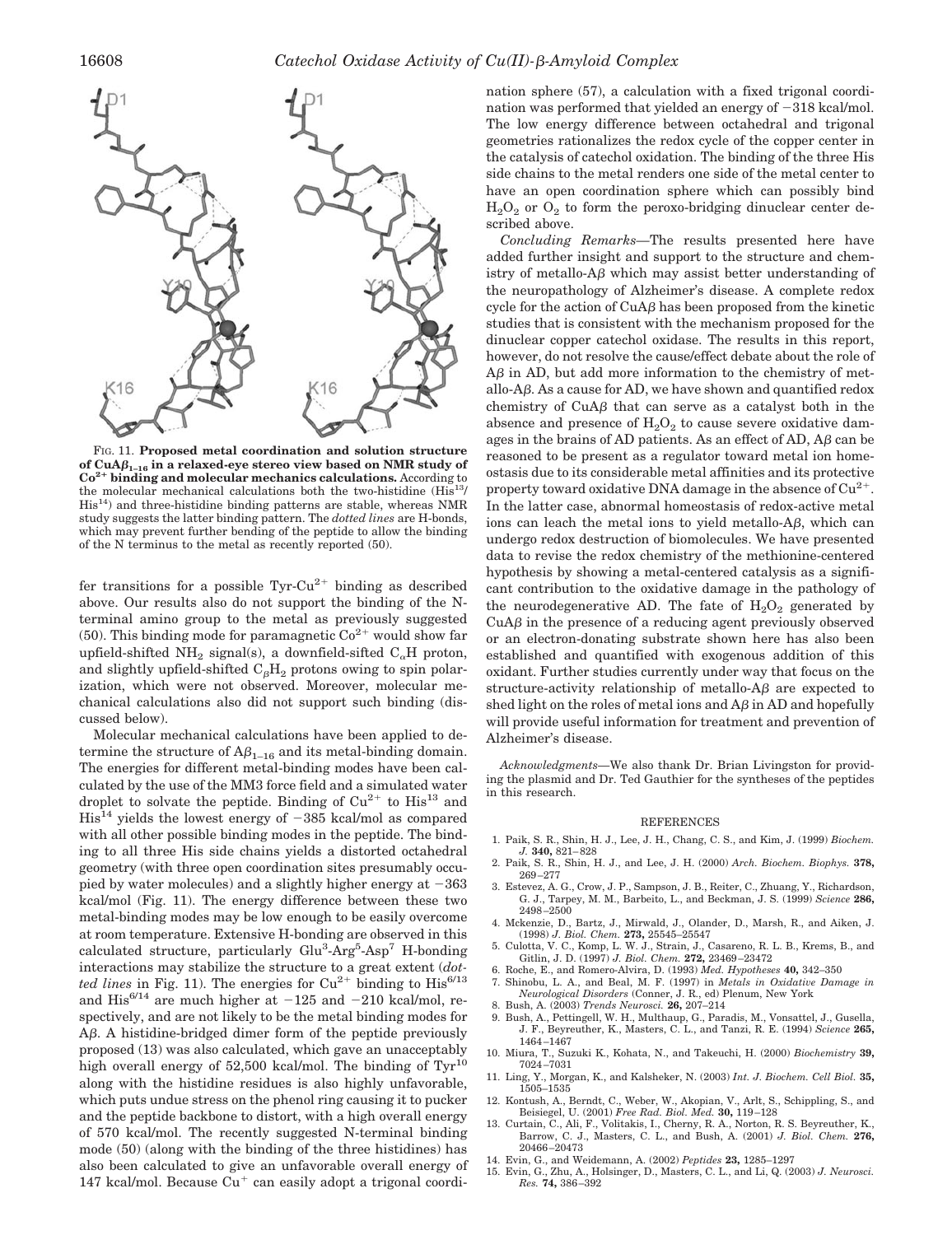FIG. 11. **Proposed metal coordination and solution structure of $CuA\beta_{1-16}$ in a relaxed-eye stereo view based on NMR study of $Co^{2+}$ binding and molecular mechanics calculations.** According to the molecular mechanical calculations both the two-histidine ($His^{13}$/$His^{14}$) and three-histidine binding patterns are stable, whereas NMR study suggests the latter binding pattern. The *dotted lines* are H-bonds, which may prevent further bending of the peptide to allow the binding of the N terminus to the metal as recently reported (50).

fer transitions for a possible Tyr-$Cu^{2+}$ binding as described above. Our results also do not support the binding of the N-terminal amino group to the metal as previously suggested (50). This binding mode for paramagnetic $Co^{2+}$ would show far upfield-shifted $NH_2$ signal(s), a downfield-sifted $C_{\alpha}H$ proton, and slightly upfield-shifted $C_{\beta}H_2$ protons owing to spin polarization, which were not observed. Moreover, molecular mechanical calculations also did not support such binding (discussed below).

Molecular mechanical calculations have been applied to determine the structure of $A\beta_{1-16}$ and its metal-binding domain. The energies for different metal-binding modes have been calculated by the use of the MM3 force field and a simulated water droplet to solvate the peptide. Binding of $Cu^{2+}$ to $His^{13}$ and $His^{14}$ yields the lowest energy of −385 kcal/mol as compared with all other possible binding modes in the peptide. The binding to all three His side chains yields a distorted octahedral geometry (with three open coordination sites presumably occupied by water molecules) and a slightly higher energy at −363 kcal/mol (Fig. 11). The energy difference between these two metal-binding modes may be low enough to be easily overcome at room temperature. Extensive H-bonding are observed in this calculated structure, particularly $Glu^3$-$Arg^5$-$Asp^7$ H-bonding interactions may stabilize the structure to a great extent (*dotted lines* in Fig. 11). The energies for $Cu^{2+}$ binding to $His^{6/13}$ and $His^{6/14}$ are much higher at −125 and −210 kcal/mol, respectively, and are not likely to be the metal binding modes for Aβ. A histidine-bridged dimer form of the peptide previously proposed (13) was also calculated, which gave an unacceptably high overall energy of 52,500 kcal/mol. The binding of $Tyr^{10}$ along with the histidine residues is also highly unfavorable, which puts undue stress on the phenol ring causing it to pucker and the peptide backbone to distort, with a high overall energy of 570 kcal/mol. The recently suggested N-terminal binding mode (50) (along with the binding of the three histidines) has also been calculated to give an unfavorable overall energy of 147 kcal/mol. Because $Cu^{+}$ can easily adopt a trigonal coordination sphere (57), a calculation with a fixed trigonal coordination was performed that yielded an energy of −318 kcal/mol. The low energy difference between octahedral and trigonal geometries rationalizes the redox cycle of the copper center in the catalysis of catechol oxidation. The binding of the three His side chains to the metal renders one side of the metal center to have an open coordination sphere which can possibly bind $H_2O_2$ or $O_2$ to form the peroxo-bridging dinuclear center described above.

*Concluding Remarks*—The results presented here have added further insight and support to the structure and chemistry of metallo-Aβ which may assist better understanding of the neuropathology of Alzheimer's disease. A complete redox cycle for the action of CuAβ has been proposed from the kinetic studies that is consistent with the mechanism proposed for the dinuclear copper catechol oxidase. The results in this report, however, do not resolve the cause/effect debate about the role of Aβ in AD, but add more information to the chemistry of metallo-Aβ. As a cause for AD, we have shown and quantified redox chemistry of CuAβ that can serve as a catalyst both in the absence and presence of $H_2O_2$ to cause severe oxidative damages in the brains of AD patients. As an effect of AD, Aβ can be reasoned to be present as a regulator toward metal ion homeostasis due to its considerable metal affinities and its protective property toward oxidative DNA damage in the absence of $Cu^{2+}$. In the latter case, abnormal homeostasis of redox-active metal ions can leach the metal ions to yield metallo-Aβ, which can undergo redox destruction of biomolecules. We have presented data to revise the redox chemistry of the methionine-centered hypothesis by showing a metal-centered catalysis as a significant contribution to the oxidative damage in the pathology of the neurodegenerative AD. The fate of $H_2O_2$ generated by CuAβ in the presence of a reducing agent previously observed or an electron-donating substrate shown here has also been established and quantified with exogenous addition of this oxidant. Further studies currently under way that focus on the structure-activity relationship of metallo-Aβ are expected to shed light on the roles of metal ions and Aβ in AD and hopefully will provide useful information for treatment and prevention of Alzheimer's disease.

*Acknowledgments*—We also thank Dr. Brian Livingston for providing the plasmid and Dr. Ted Gauthier for the syntheses of the peptides in this research.

## REFERENCES

1. Paik, S. R., Shin, H. J., Lee, J. H., Chang, C. S., and Kim, J. (1999) *Biochem. J.* **340,** 821–828
2. Paik, S. R., Shin, H. J., and Lee, J. H. (2000) *Arch. Biochem. Biophys.* **378,** 269–277
3. Estevez, A. G., Crow, J. P., Sampson, J. B., Reiter, C., Zhuang, Y., Richardson, G. J., Tarpey, M. M., Barbeito, L., and Beckman, J. S. (1999) *Science* **286,** 2498–2500
4. Mckenzie, D., Bartz, J., Mirwald, J., Olander, D., Marsh, R., and Aiken, J. (1998) *J. Biol. Chem.* **273,** 25545–25547
5. Culotta, V. C., Komp, L. W. J., Strain, J., Casareno, R. L. B., Krems, B., and Gitlin, J. D. (1997) *J. Biol. Chem.* **272,** 23469–23472
6. Roche, E., and Romero-Alvira, D. (1993) *Med. Hypotheses* **40,** 342–350
7. Shinobu, L. A., and Beal, M. F. (1997) in *Metals in Oxidative Damage in Neurological Disorders* (Conner, J. R., ed) Plenum, New York
8. Bush, A. (2003) *Trends Neurosci.* **26,** 207–214
9. Bush, A., Pettingell, W. H., Multhaup, G., Paradis, M., Vonsattel, J., Gusella, J. F., Beyreuther, K., Masters, C. L., and Tanzi, R. E. (1994) *Science* **265,** 1464–1467
10. Miura, T., Suzuki K., Kohata, N., and Takeuchi, H. (2000) *Biochemistry* **39,** 7024–7031
11. Ling, Y., Morgan, K., and Kalsheker, N. (2003) *Int. J. Biochem. Cell Biol.* **35,** 1505–1535
12. Kontush, A., Berndt, C., Weber, W., Akopian, V., Arlt, S., Schippling, S., and Beisiegel, U. (2001) *Free Rad. Biol. Med.* **30,** 119–128
13. Curtain, C., Ali, F., Volitakis, I., Cherny, R. A., Norton, R. S. Beyreuther, K., Barrow, C. J., Masters, C. L., and Bush, A. (2001) *J. Biol. Chem.* **276,** 20466–20473
14. Evin, G., and Weidemann, A. (2002) *Peptides* **23,** 1285–1297
15. Evin, G., Zhu, A., Holsinger, D., Masters, C. L., and Li, Q. (2003) *J. Neurosci. Res.* **74,** 386–392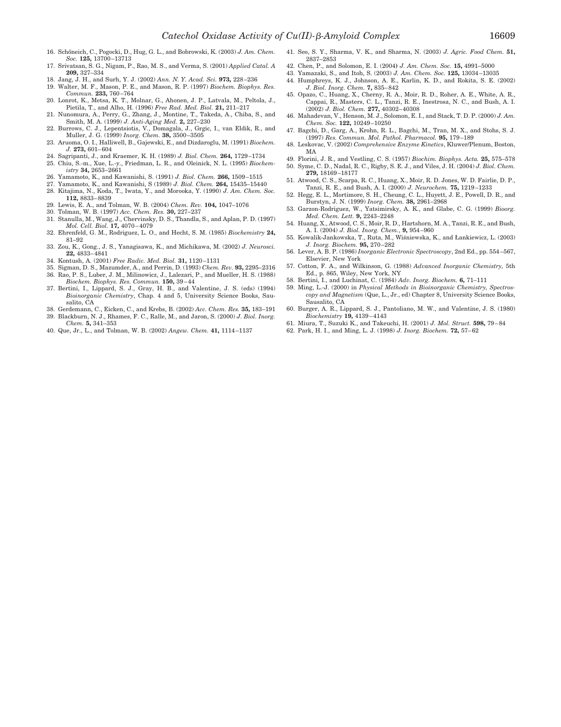16. Schőneich, C., Pogocki, D., Hug, G. L., and Bobrowski, K. (2003) *J. Am. Chem. Soc.* **125,** 13700–13713
17. Srivatsan, S. G., Nigam, P., Rao, M. S., and Verma, S. (2001) *Applied Catal. A* **209,** 327–334
18. Jang, J. H., and Surh, Y. J. (2002) *Ann. N. Y. Acad. Sci.* **973,** 228–236
19. Walter, M. F., Mason, P. E., and Mason, R. P. (1997) *Biochem. Biophys. Res. Commun.* **233,** 760–764
20. Lonrot, K., Metsa, K. T., Molnar, G., Ahonen, J. P., Latvala, M., Peltola, J., Pietila, T., and Alho, H. (1996) *Free Rad. Med. Biol.* **21,** 211–217
21. Nunomura, A., Perry, G., Zhang, J., Montine, T., Takeda, A., Chiba, S., and Smith, M. A. (1999) *J. Anti-Aging Med.* **2,** 227–230
22. Burrows, C. J., Lepentsiotis, V., Domagala, J., Grgic, I., van Eldik, R., and Muller, J. G. (1999) *Inorg. Chem.* **38,** 3500–3505
23. Aruoma, O. I., Halliwell, B., Gajewski, E., and Dizdaroglu, M. (1991) *Biochem. J.* **273,** 601–604
24. Sagripanti, J., and Kraemer, K. H. (1989) *J. Biol. Chem.* **264,** 1729–1734
25. Chiu, S.-m., Xue, L.-y., Friedman, L. R., and Oleinick, N. L. (1995) *Biochemistry* **34,** 2653–2661
26. Yamamoto, K., and Kawanishi, S. (1991) *J. Biol. Chem.* **266,** 1509–1515
27. Yamamoto, K., and Kawanishi, S (1989) *J. Biol. Chem.* **264,** 15435–15440
28. Kitajima, N., Koda, T., Iwata, Y., and Morooka, Y. (1990) *J. Am. Chem. Soc.* **112,** 8833–8839
29. Lewis, E. A., and Tolman, W. B. (2004) *Chem. Rev.* **104,** 1047–1076
30. Tolman, W. B. (1997) *Acc. Chem. Res.* **30,** 227–237
31. Stanulla, M., Wang, J., Chervinsky, D. S., Thandla, S., and Aplan, P. D. (1997) *Mol. Cell. Biol.* **17,** 4070–4079
32. Ehrenfeld, G. M., Rodriguez, L. O., and Hecht, S. M. (1985) *Biochemistry* **24,** 81–92
33. Zou, K., Gong., J. S., Yanagisawa, K., and Michikawa, M. (2002) *J. Neurosci.* **22,** 4833–4841
34. Kontush, A. (2001) *Free Radic. Med. Biol.* **31,** 1120–1131
35. Sigman, D. S., Mazumder, A., and Perrin, D. (1993) *Chem. Rev.* **93,** 2295–2316
36. Rao, P. S., Luber, J. M., Milinowicz, J., Lalezari, P., and Mueller, H. S. (1988) *Biochem. Biophys. Res. Commun.* **150,** 39–44
37. Bertini, I., Lippard, S. J., Gray, H. B., and Valentine, J. S. (eds) (1994) *Bioinorganic Chemistry*, Chap. 4 and 5, University Science Books, Sausalito, CA
38. Gerdemann, C., Eicken, C., and Krebs, B. (2002) *Acc. Chem. Res.* **35,** 183–191
39. Blackburn, N. J., Rhames, F. C., Ralle, M., and Jaron, S. (2000) *J. Biol. Inorg. Chem.* **5,** 341–353
40. Que, Jr., L., and Tolman, W. B. (2002) *Angew. Chem.* **41,** 1114–1137
41. Seo, S. Y., Sharma, V. K., and Sharma, N. (2003) *J. Agric. Food Chem.* **51,** 2837–2853
42. Chen, P., and Solomon, E. I. (2004) *J. Am. Chem. Soc.* **15,** 4991–5000
43. Yamazaki, S., and Itoh, S. (2003) *J. Am. Chem. Soc.* **125,** 13034–13035
44. Humphreys, K. J., Johnson, A. E., Karlin, K. D., and Rokita, S. E. (2002) *J. Biol. Inorg. Chem.* **7,** 835–842
45. Opazo, C., Huang, X., Cherny, R. A., Moir, R. D., Roher, A. E., White, A. R., Cappai, R., Masters, C. L., Tanzi, R. E., Inestrosa, N. C., and Bush, A. I. (2002) *J. Biol. Chem.* **277,** 40302–40308
46. Mahadevan, V., Henson, M. J., Solomon, E. I., and Stack, T. D. P. (2000) *J. Am. Chem. Soc.* **122,** 10249–10250
47. Bagchi, D., Garg, A., Krohn, R. L., Bagchi, M., Tran, M. X., and Stohs, S. J. (1997) *Res. Commun. Mol. Pathol. Pharmacol.* **95,** 179–189
48. Leskovac, V. (2002) *Comprehensive Enzyme Kinetics*, Kluwer/Plenum, Boston, MA
49. Florini, J. R., and Vestling, C. S. (1957) *Biochim. Biophys. Acta.* **25,** 575–578
50. Syme, C. D., Nadal, R. C., Rigby, S. E. J., and Viles, J. H. (2004) *J. Biol. Chem.* **279,** 18169–18177
51. Atwood, C. S., Scarpa, R. C., Huang, X., Moir, R. D. Jones, W. D. Fairlie, D. P., Tanzi, R. E., and Bush, A. I. (2000) *J. Neurochem.* **75,** 1219–1233
52. Hegg, E. L., Mortimore, S. H., Cheung, C. L., Huyett, J. E., Powell, D. R., and Burstyn, J. N. (1999) *Inorg. Chem.* **38,** 2961–2968
53. Garzon-Rodriguez, W., Yatsimirsky, A. K., and Glabe, C. G. (1999) *Bioorg. Med. Chem. Lett.* **9,** 2243–2248
54. Huang, X., Atwood, C. S., Moir, R. D., Hartshorn, M. A., Tanzi, R. E., and Bush, A. I. (2004) *J. Biol. Inorg. Chem.*, **9,** 954–960
55. Kowalik-Jankowska, T., Ruta, M., Wiśniewska, K., and Łankiewicz, L. (2003) *J. Inorg. Biochem.* **95,** 270–282
56. Lever, A. B. P. (1986) *Inorganic Electronic Spectroscopy*, 2nd Ed., pp. 554–567, Elsevier, New York
57. Cotton, F. A., and Wilkinson, G. (1988) *Advanced Inorganic Chemistry,* 5th Ed., p. 865, Wiley, New York, NY
58. Bertini, I., and Luchinat, C. (1984) *Adv. Inorg. Biochem.* **6,** 71–111
59. Ming, L.-J. (2000) in *Physical Methods in Bioinorganic Chemistry, Spectroscopy and Magnetism* (Que, L., Jr., ed) Chapter 8, University Science Books, Sausalito, CA
60. Burger, A. R., Lippard, S. J., Pantoliano, M. W., and Valentine, J. S. (1980) *Biochemistry* **19,** 4139–4143
61. Miura, T., Suzuki K., and Takeuchi, H. (2001) *J. Mol. Struct.* **598,** 79–84
62. Park, H. I., and Ming, L. J. (1998) *J. Inorg. Biochem.* **72,** 57–62